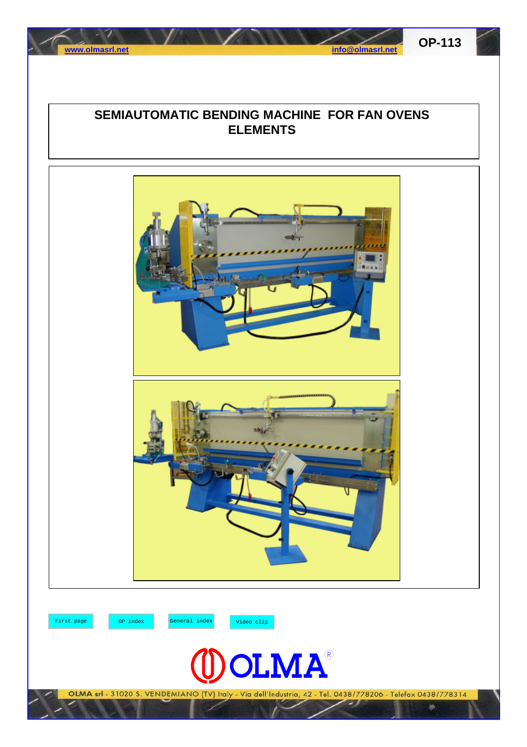# SEMIAUTOMATIC BENDING MACHINE FOR FAN OVENS ELEMENTS

First page | OP index | General index | Video clip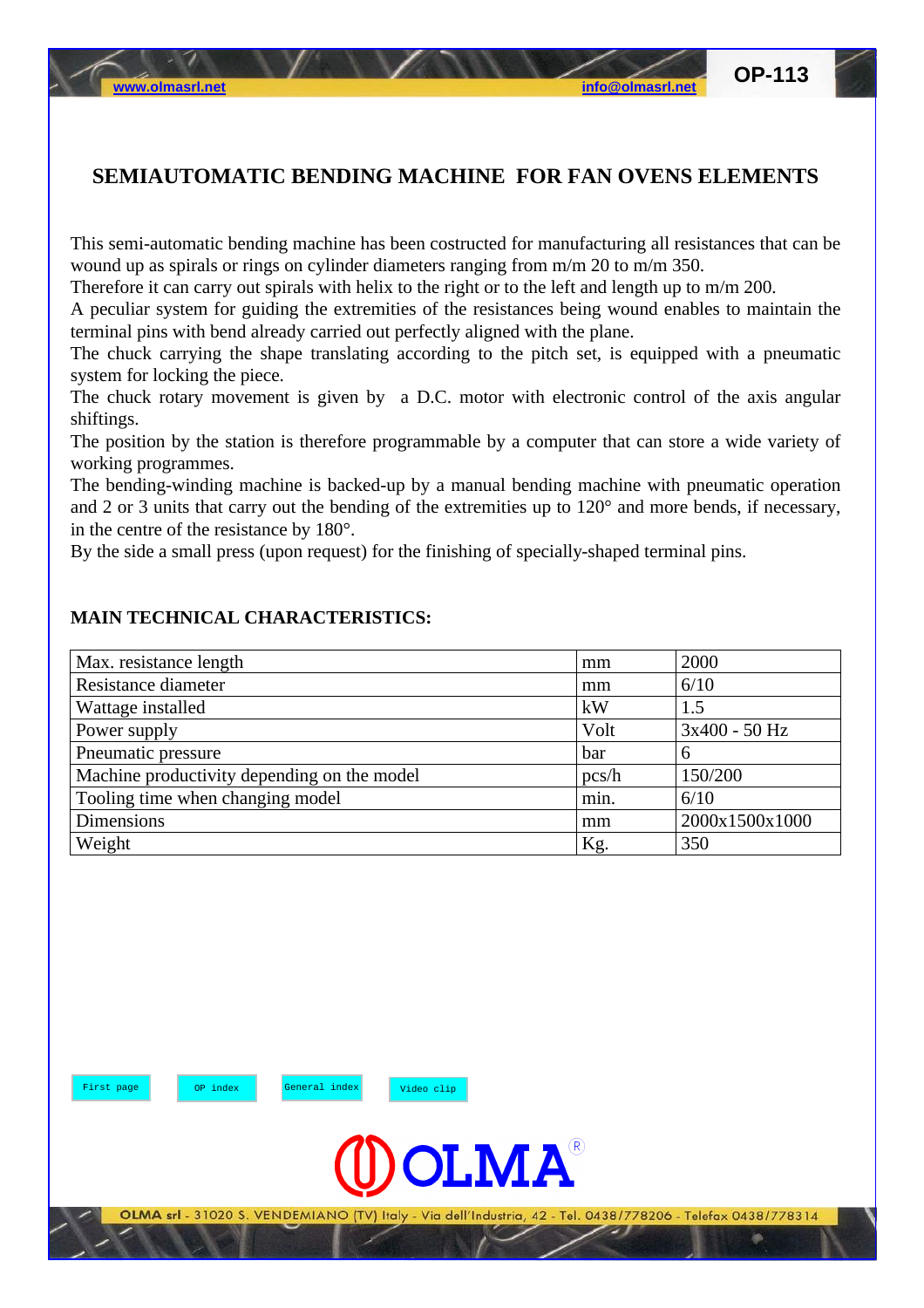# SEMIAUTOMATIC BENDING MACHINE FOR FAN OVENS ELEMENTS

This semi-automatic bending machine has been costructed for manufacturing all resistances that can be wound up as spirals or rings on cylinder diameters ranging from m/m 20 to m/m 350.
Therefore it can carry out spirals with helix to the right or to the left and length up to m/m 200.
A peculiar system for guiding the extremities of the resistances being wound enables to maintain the terminal pins with bend already carried out perfectly aligned with the plane.
The chuck carrying the shape translating according to the pitch set, is equipped with a pneumatic system for locking the piece.
The chuck rotary movement is given by a D.C. motor with electronic control of the axis angular shiftings.
The position by the station is therefore programmable by a computer that can store a wide variety of working programmes.
The bending-winding machine is backed-up by a manual bending machine with pneumatic operation and 2 or 3 units that carry out the bending of the extremities up to 120° and more bends, if necessary, in the centre of the resistance by 180°.
By the side a small press (upon request) for the finishing of specially-shaped terminal pins.

## MAIN TECHNICAL CHARACTERISTICS:

| | | |
|---|---|---|
| Max. resistance length | mm | 2000 |
| Resistance diameter | mm | 6/10 |
| Wattage installed | kW | 1.5 |
| Power supply | Volt | 3x400 - 50 Hz |
| Pneumatic pressure | bar | 6 |
| Machine productivity depending on the model | pcs/h | 150/200 |
| Tooling time when changing model | min. | 6/10 |
| Dimensions | mm | 2000x1500x1000 |
| Weight | Kg. | 350 |

First page | OP index | General index | Video clip

OLMA®

OLMA srl - 31020 S. VENDEMIANO (TV) Italy - Via dell'Industria, 42 - Tel. 0438/778206 - Telefax 0438/778314